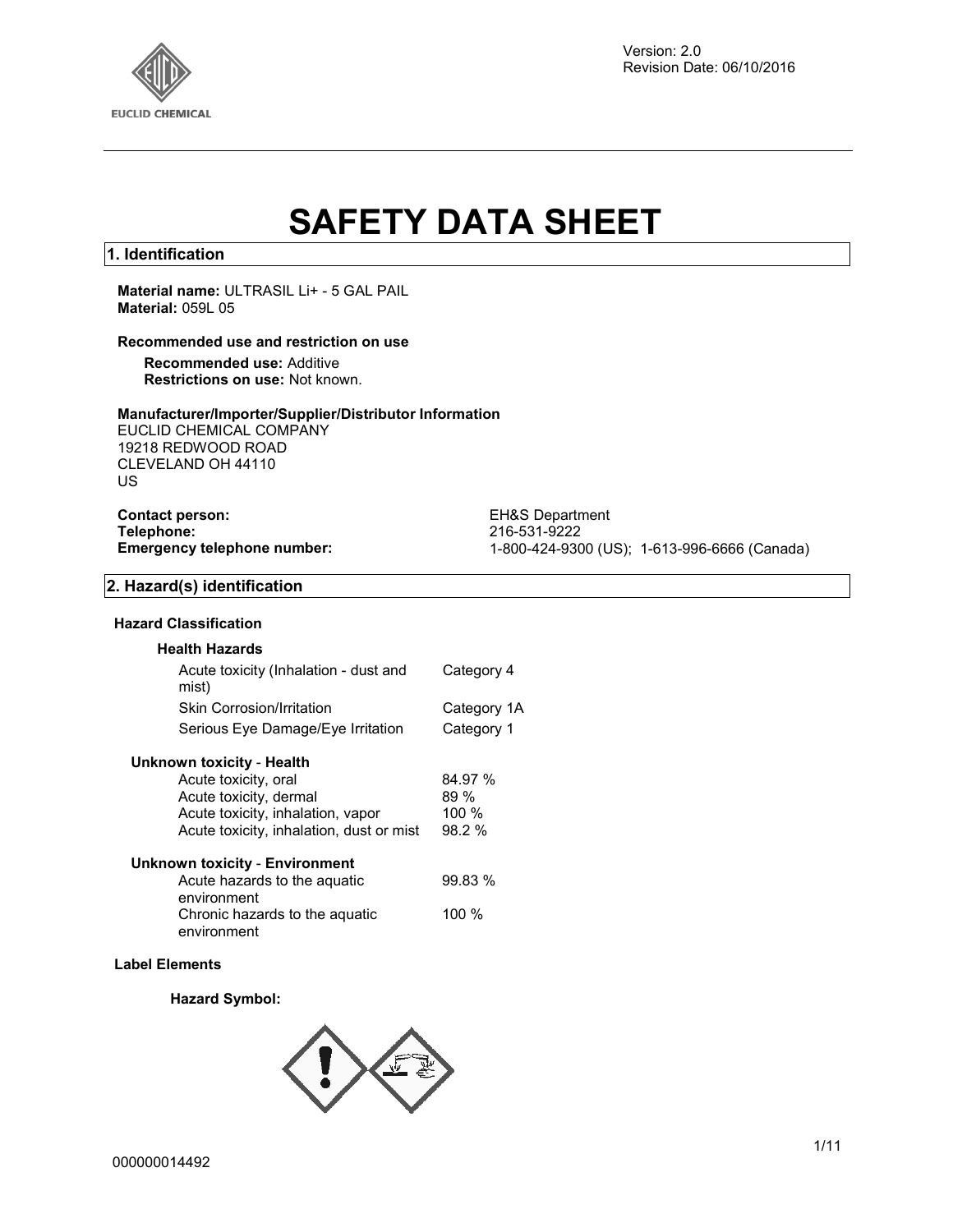Version: 2.0
Revision Date: 06/10/2016

# SAFETY DATA SHEET

## 1. Identification

**Material name:** ULTRASIL Li+ - 5 GAL PAIL
**Material:** 059L 05

### Recommended use and restriction on use

**Recommended use:** Additive
**Restrictions on use:** Not known.

### Manufacturer/Importer/Supplier/Distributor Information

EUCLID CHEMICAL COMPANY
19218 REDWOOD ROAD
CLEVELAND OH 44110
US

| | |
|---|---|
| **Contact person:** | EH&S Department |
| **Telephone:** | 216-531-9222 |
| **Emergency telephone number:** | 1-800-424-9300 (US); 1-613-996-6666 (Canada) |

## 2. Hazard(s) identification

### Hazard Classification

**Health Hazards**

| | |
|---|---|
| Acute toxicity (Inhalation - dust and mist) | Category 4 |
| Skin Corrosion/Irritation | Category 1A |
| Serious Eye Damage/Eye Irritation | Category 1 |

**Unknown toxicity - Health**

| | |
|---|---|
| Acute toxicity, oral | 84.97 % |
| Acute toxicity, dermal | 89 % |
| Acute toxicity, inhalation, vapor | 100 % |
| Acute toxicity, inhalation, dust or mist | 98.2 % |

**Unknown toxicity - Environment**

| | |
|---|---|
| Acute hazards to the aquatic environment | 99.83 % |
| Chronic hazards to the aquatic environment | 100 % |

### Label Elements

**Hazard Symbol:**

000000014492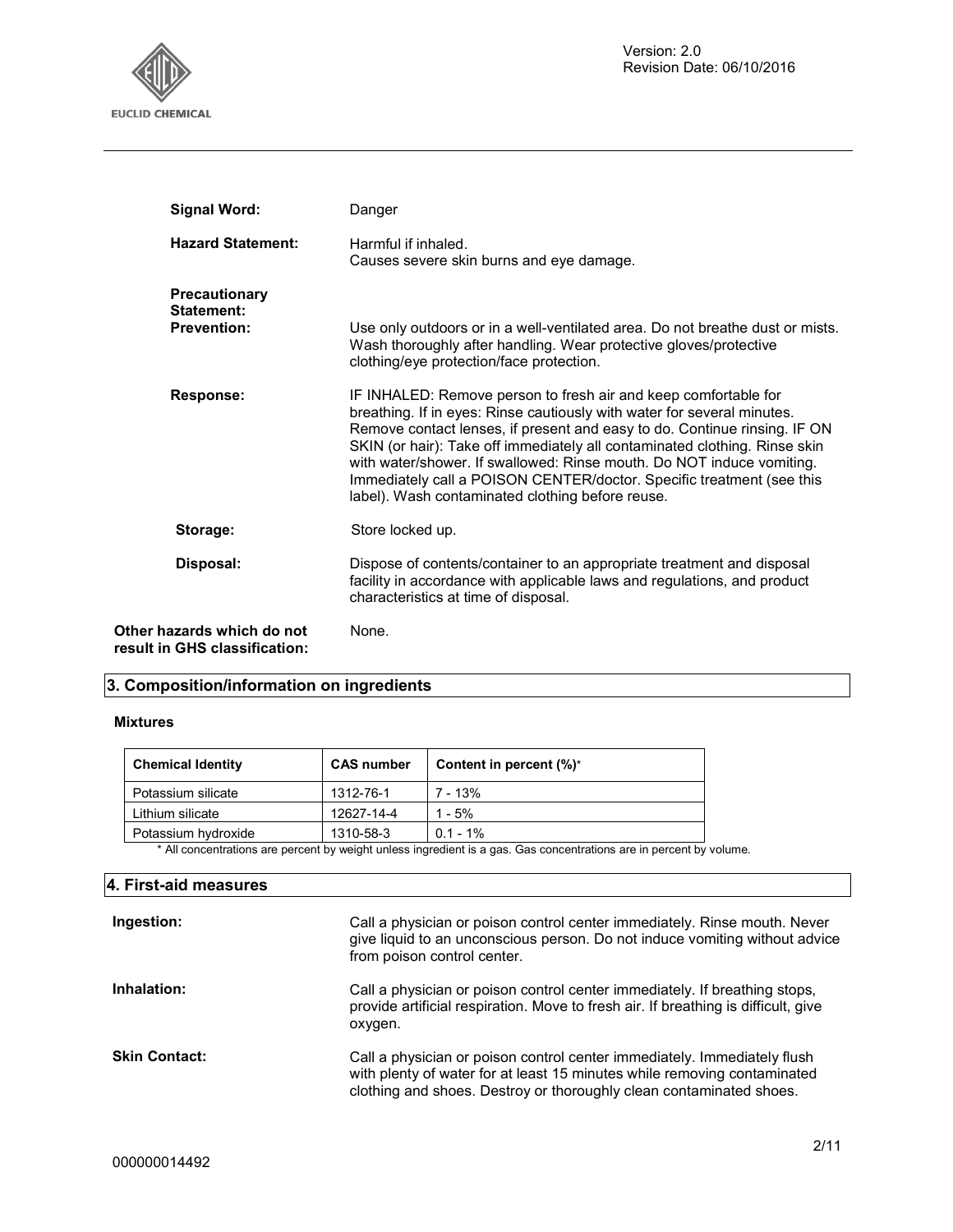**Signal Word:** Danger

**Hazard Statement:** Harmful if inhaled.
Causes severe skin burns and eye damage.

**Precautionary Statement:**

**Prevention:** Use only outdoors or in a well-ventilated area. Do not breathe dust or mists. Wash thoroughly after handling. Wear protective gloves/protective clothing/eye protection/face protection.

**Response:** IF INHALED: Remove person to fresh air and keep comfortable for breathing. If in eyes: Rinse cautiously with water for several minutes. Remove contact lenses, if present and easy to do. Continue rinsing. IF ON SKIN (or hair): Take off immediately all contaminated clothing. Rinse skin with water/shower. If swallowed: Rinse mouth. Do NOT induce vomiting. Immediately call a POISON CENTER/doctor. Specific treatment (see this label). Wash contaminated clothing before reuse.

**Storage:** Store locked up.

**Disposal:** Dispose of contents/container to an appropriate treatment and disposal facility in accordance with applicable laws and regulations, and product characteristics at time of disposal.

**Other hazards which do not result in GHS classification:** None.

## 3. Composition/information on ingredients

**Mixtures**

| Chemical Identity | CAS number | Content in percent (%)* |
|---|---|---|
| Potassium silicate | 1312-76-1 | 7 - 13% |
| Lithium silicate | 12627-14-4 | 1 - 5% |
| Potassium hydroxide | 1310-58-3 | 0.1 - 1% |

\* All concentrations are percent by weight unless ingredient is a gas. Gas concentrations are in percent by volume.

## 4. First-aid measures

**Ingestion:** Call a physician or poison control center immediately. Rinse mouth. Never give liquid to an unconscious person. Do not induce vomiting without advice from poison control center.

**Inhalation:** Call a physician or poison control center immediately. If breathing stops, provide artificial respiration. Move to fresh air. If breathing is difficult, give oxygen.

**Skin Contact:** Call a physician or poison control center immediately. Immediately flush with plenty of water for at least 15 minutes while removing contaminated clothing and shoes. Destroy or thoroughly clean contaminated shoes.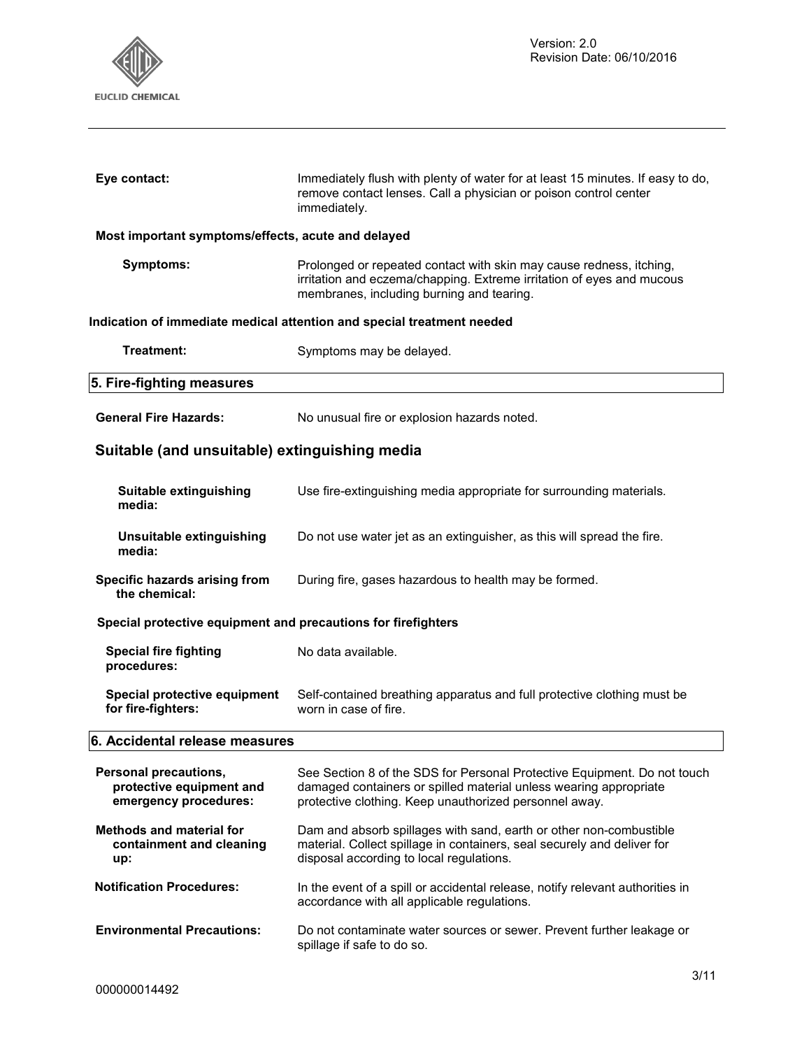**Eye contact:** Immediately flush with plenty of water for at least 15 minutes. If easy to do, remove contact lenses. Call a physician or poison control center immediately.

**Most important symptoms/effects, acute and delayed**

**Symptoms:** Prolonged or repeated contact with skin may cause redness, itching, irritation and eczema/chapping. Extreme irritation of eyes and mucous membranes, including burning and tearing.

**Indication of immediate medical attention and special treatment needed**

**Treatment:** Symptoms may be delayed.

## 5. Fire-fighting measures

**General Fire Hazards:** No unusual fire or explosion hazards noted.

### Suitable (and unsuitable) extinguishing media

**Suitable extinguishing media:** Use fire-extinguishing media appropriate for surrounding materials.

**Unsuitable extinguishing media:** Do not use water jet as an extinguisher, as this will spread the fire.

**Specific hazards arising from the chemical:** During fire, gases hazardous to health may be formed.

**Special protective equipment and precautions for firefighters**

**Special fire fighting procedures:** No data available.

**Special protective equipment for fire-fighters:** Self-contained breathing apparatus and full protective clothing must be worn in case of fire.

## 6. Accidental release measures

**Personal precautions, protective equipment and emergency procedures:** See Section 8 of the SDS for Personal Protective Equipment. Do not touch damaged containers or spilled material unless wearing appropriate protective clothing. Keep unauthorized personnel away.

**Methods and material for containment and cleaning up:** Dam and absorb spillages with sand, earth or other non-combustible material. Collect spillage in containers, seal securely and deliver for disposal according to local regulations.

**Notification Procedures:** In the event of a spill or accidental release, notify relevant authorities in accordance with all applicable regulations.

**Environmental Precautions:** Do not contaminate water sources or sewer. Prevent further leakage or spillage if safe to do so.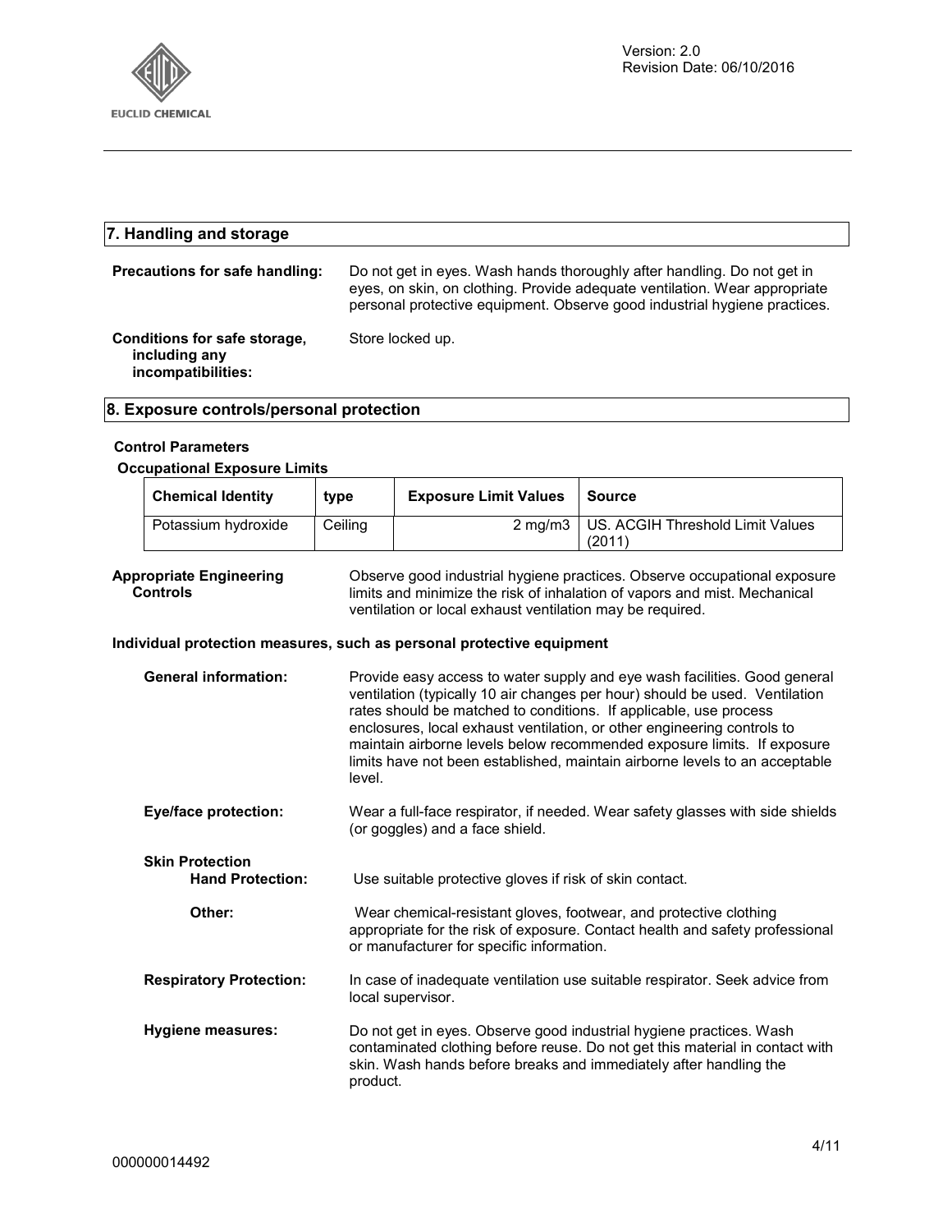## 7. Handling and storage

**Precautions for safe handling:** Do not get in eyes. Wash hands thoroughly after handling. Do not get in eyes, on skin, on clothing. Provide adequate ventilation. Wear appropriate personal protective equipment. Observe good industrial hygiene practices.

**Conditions for safe storage, including any incompatibilities:** Store locked up.

## 8. Exposure controls/personal protection

**Control Parameters**

**Occupational Exposure Limits**

| Chemical Identity | type | Exposure Limit Values | Source |
|---|---|---|---|
| Potassium hydroxide | Ceiling | 2 mg/m3 | US. ACGIH Threshold Limit Values (2011) |

**Appropriate Engineering Controls** Observe good industrial hygiene practices. Observe occupational exposure limits and minimize the risk of inhalation of vapors and mist. Mechanical ventilation or local exhaust ventilation may be required.

**Individual protection measures, such as personal protective equipment**

**General information:** Provide easy access to water supply and eye wash facilities. Good general ventilation (typically 10 air changes per hour) should be used. Ventilation rates should be matched to conditions. If applicable, use process enclosures, local exhaust ventilation, or other engineering controls to maintain airborne levels below recommended exposure limits. If exposure limits have not been established, maintain airborne levels to an acceptable level.

**Eye/face protection:** Wear a full-face respirator, if needed. Wear safety glasses with side shields (or goggles) and a face shield.

**Skin Protection**

**Hand Protection:** Use suitable protective gloves if risk of skin contact.

**Other:** Wear chemical-resistant gloves, footwear, and protective clothing appropriate for the risk of exposure. Contact health and safety professional or manufacturer for specific information.

**Respiratory Protection:** In case of inadequate ventilation use suitable respirator. Seek advice from local supervisor.

**Hygiene measures:** Do not get in eyes. Observe good industrial hygiene practices. Wash contaminated clothing before reuse. Do not get this material in contact with skin. Wash hands before breaks and immediately after handling the product.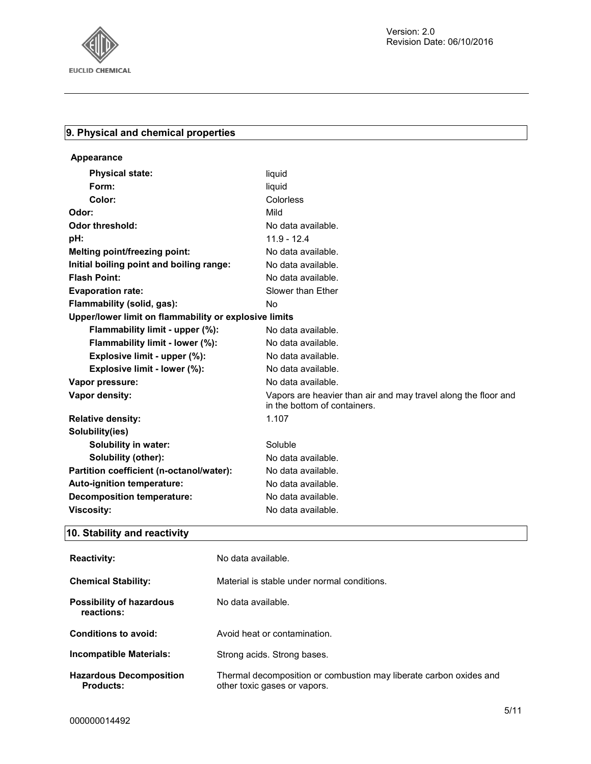## 9. Physical and chemical properties

**Appearance**

| | |
|---|---|
| **Physical state:** | liquid |
| **Form:** | liquid |
| **Color:** | Colorless |
| **Odor:** | Mild |
| **Odor threshold:** | No data available. |
| **pH:** | 11.9 - 12.4 |
| **Melting point/freezing point:** | No data available. |
| **Initial boiling point and boiling range:** | No data available. |
| **Flash Point:** | No data available. |
| **Evaporation rate:** | Slower than Ether |
| **Flammability (solid, gas):** | No |
| **Upper/lower limit on flammability or explosive limits** | |
| **Flammability limit - upper (%):** | No data available. |
| **Flammability limit - lower (%):** | No data available. |
| **Explosive limit - upper (%):** | No data available. |
| **Explosive limit - lower (%):** | No data available. |
| **Vapor pressure:** | No data available. |
| **Vapor density:** | Vapors are heavier than air and may travel along the floor and in the bottom of containers. |
| **Relative density:** | 1.107 |
| **Solubility(ies)** | |
| **Solubility in water:** | Soluble |
| **Solubility (other):** | No data available. |
| **Partition coefficient (n-octanol/water):** | No data available. |
| **Auto-ignition temperature:** | No data available. |
| **Decomposition temperature:** | No data available. |
| **Viscosity:** | No data available. |

## 10. Stability and reactivity

| | |
|---|---|
| **Reactivity:** | No data available. |
| **Chemical Stability:** | Material is stable under normal conditions. |
| **Possibility of hazardous reactions:** | No data available. |
| **Conditions to avoid:** | Avoid heat or contamination. |
| **Incompatible Materials:** | Strong acids. Strong bases. |
| **Hazardous Decomposition Products:** | Thermal decomposition or combustion may liberate carbon oxides and other toxic gases or vapors. |

000000014492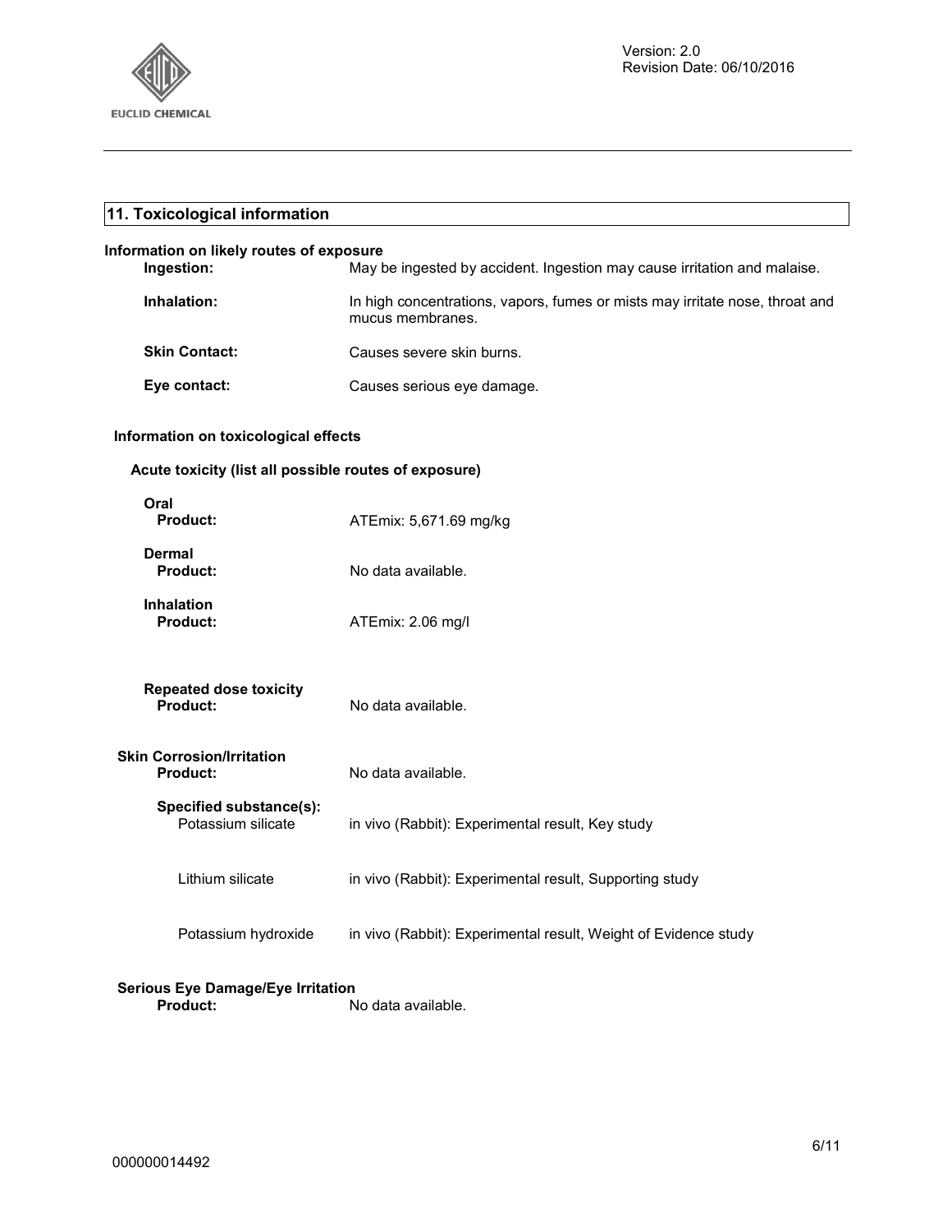## 11. Toxicological information

**Information on likely routes of exposure**

**Ingestion:** May be ingested by accident. Ingestion may cause irritation and malaise.

**Inhalation:** In high concentrations, vapors, fumes or mists may irritate nose, throat and mucus membranes.

**Skin Contact:** Causes severe skin burns.

**Eye contact:** Causes serious eye damage.

**Information on toxicological effects**

**Acute toxicity (list all possible routes of exposure)**

**Oral**
**Product:** ATEmix: 5,671.69 mg/kg

**Dermal**
**Product:** No data available.

**Inhalation**
**Product:** ATEmix: 2.06 mg/l

**Repeated dose toxicity**
**Product:** No data available.

**Skin Corrosion/Irritation**
**Product:** No data available.

**Specified substance(s):**

| | |
|---|---|
| Potassium silicate | in vivo (Rabbit): Experimental result, Key study |
| Lithium silicate | in vivo (Rabbit): Experimental result, Supporting study |
| Potassium hydroxide | in vivo (Rabbit): Experimental result, Weight of Evidence study |

**Serious Eye Damage/Eye Irritation**
**Product:** No data available.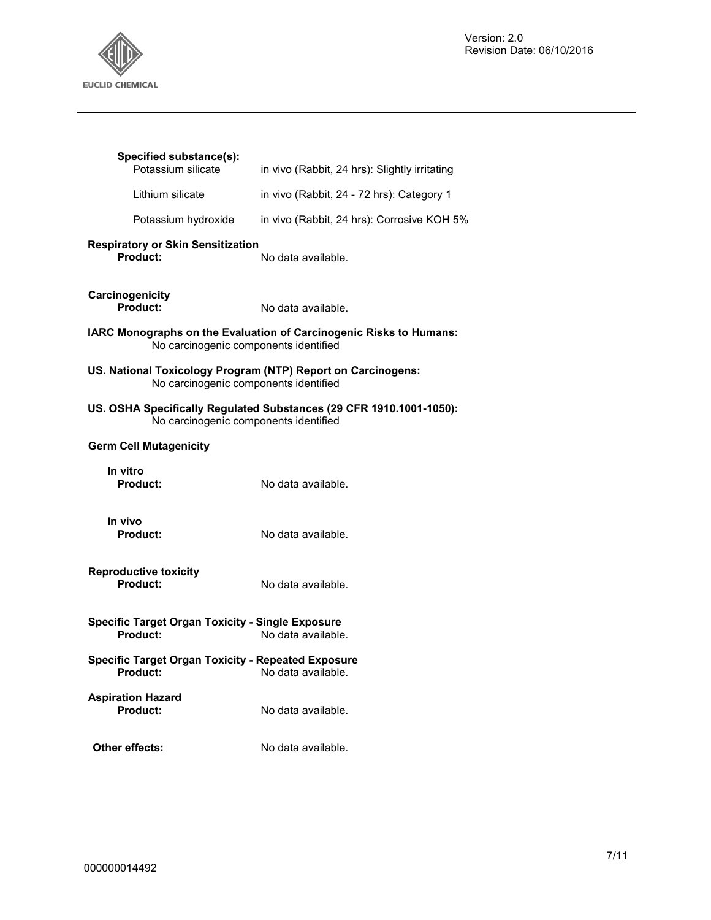**Specified substance(s):**

| | |
|---|---|
| Potassium silicate | in vivo (Rabbit, 24 hrs): Slightly irritating |
| Lithium silicate | in vivo (Rabbit, 24 - 72 hrs): Category 1 |
| Potassium hydroxide | in vivo (Rabbit, 24 hrs): Corrosive KOH 5% |

**Respiratory or Skin Sensitization**

**Product:** No data available.

**Carcinogenicity**

**Product:** No data available.

**IARC Monographs on the Evaluation of Carcinogenic Risks to Humans:**
No carcinogenic components identified

**US. National Toxicology Program (NTP) Report on Carcinogens:**
No carcinogenic components identified

**US. OSHA Specifically Regulated Substances (29 CFR 1910.1001-1050):**
No carcinogenic components identified

**Germ Cell Mutagenicity**

**In vitro**

**Product:** No data available.

**In vivo**

**Product:** No data available.

**Reproductive toxicity**

**Product:** No data available.

**Specific Target Organ Toxicity - Single Exposure**

**Product:** No data available.

**Specific Target Organ Toxicity - Repeated Exposure**

**Product:** No data available.

**Aspiration Hazard**

**Product:** No data available.

**Other effects:** No data available.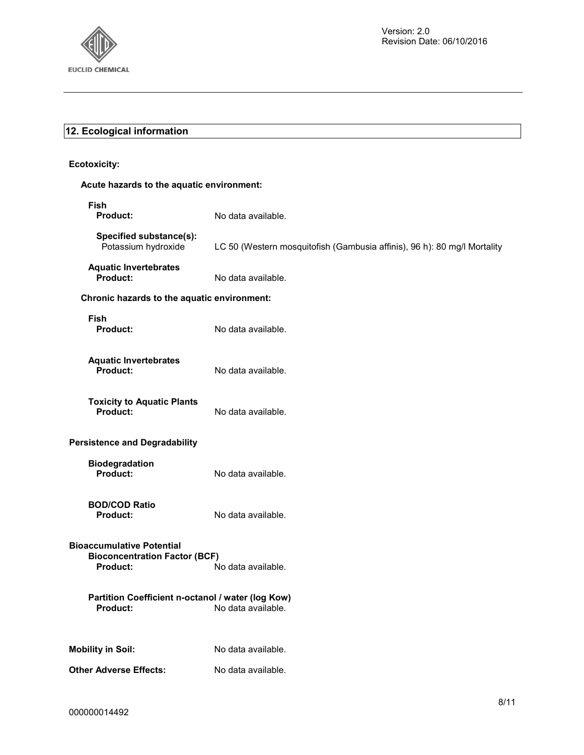## 12. Ecological information

**Ecotoxicity:**

**Acute hazards to the aquatic environment:**

**Fish**

**Product:** No data available.

**Specified substance(s):**

Potassium hydroxide — LC 50 (Western mosquitofish (Gambusia affinis), 96 h): 80 mg/l Mortality

**Aquatic Invertebrates**

**Product:** No data available.

**Chronic hazards to the aquatic environment:**

**Fish**

**Product:** No data available.

**Aquatic Invertebrates**

**Product:** No data available.

**Toxicity to Aquatic Plants**

**Product:** No data available.

**Persistence and Degradability**

**Biodegradation**

**Product:** No data available.

**BOD/COD Ratio**

**Product:** No data available.

**Bioaccumulative Potential**

**Bioconcentration Factor (BCF)**

**Product:** No data available.

**Partition Coefficient n-octanol / water (log Kow)**

**Product:** No data available.

**Mobility in Soil:** No data available.

**Other Adverse Effects:** No data available.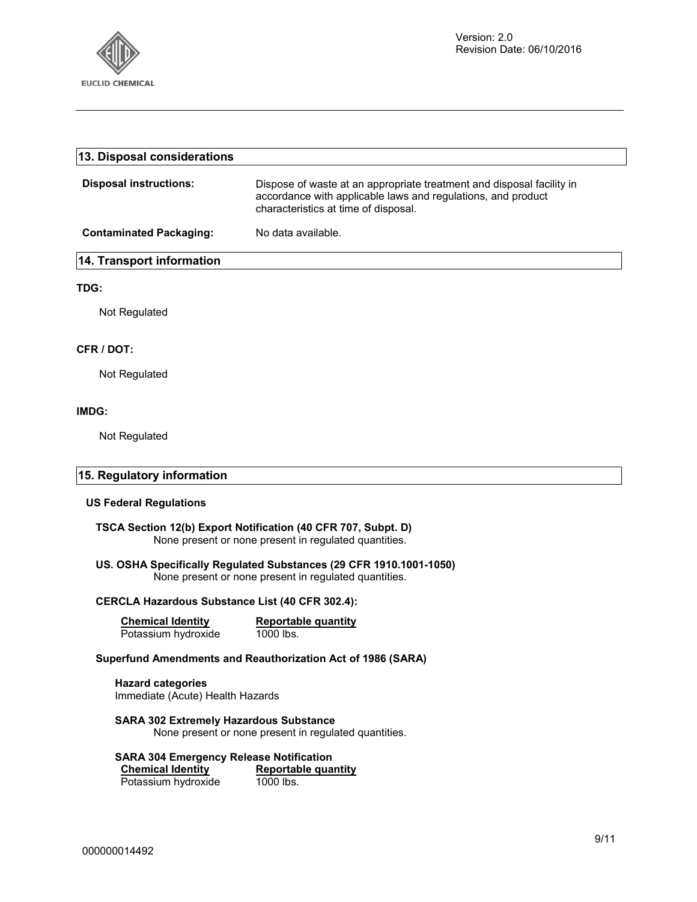## 13. Disposal considerations

**Disposal instructions:** Dispose of waste at an appropriate treatment and disposal facility in accordance with applicable laws and regulations, and product characteristics at time of disposal.

**Contaminated Packaging:** No data available.

## 14. Transport information

**TDG:**

Not Regulated

**CFR / DOT:**

Not Regulated

**IMDG:**

Not Regulated

## 15. Regulatory information

**US Federal Regulations**

**TSCA Section 12(b) Export Notification (40 CFR 707, Subpt. D)**
None present or none present in regulated quantities.

**US. OSHA Specifically Regulated Substances (29 CFR 1910.1001-1050)**
None present or none present in regulated quantities.

**CERCLA Hazardous Substance List (40 CFR 302.4):**

| Chemical Identity | Reportable quantity |
|---|---|
| Potassium hydroxide | 1000 lbs. |

**Superfund Amendments and Reauthorization Act of 1986 (SARA)**

**Hazard categories**
Immediate (Acute) Health Hazards

**SARA 302 Extremely Hazardous Substance**
None present or none present in regulated quantities.

**SARA 304 Emergency Release Notification**

| Chemical Identity | Reportable quantity |
|---|---|
| Potassium hydroxide | 1000 lbs. |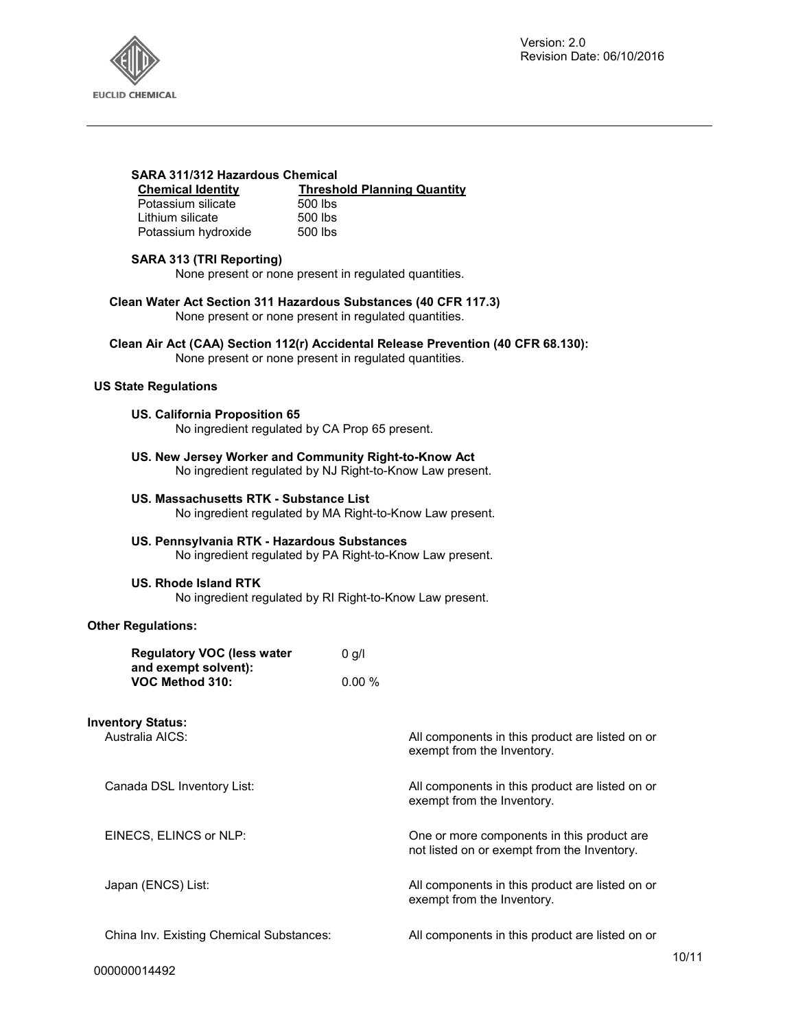**SARA 311/312 Hazardous Chemical**

| Chemical Identity | Threshold Planning Quantity |
| --- | --- |
| Potassium silicate | 500 lbs |
| Lithium silicate | 500 lbs |
| Potassium hydroxide | 500 lbs |

**SARA 313 (TRI Reporting)**
None present or none present in regulated quantities.

**Clean Water Act Section 311 Hazardous Substances (40 CFR 117.3)**
None present or none present in regulated quantities.

**Clean Air Act (CAA) Section 112(r) Accidental Release Prevention (40 CFR 68.130):**
None present or none present in regulated quantities.

**US State Regulations**

**US. California Proposition 65**
No ingredient regulated by CA Prop 65 present.

**US. New Jersey Worker and Community Right-to-Know Act**
No ingredient regulated by NJ Right-to-Know Law present.

**US. Massachusetts RTK - Substance List**
No ingredient regulated by MA Right-to-Know Law present.

**US. Pennsylvania RTK - Hazardous Substances**
No ingredient regulated by PA Right-to-Know Law present.

**US. Rhode Island RTK**
No ingredient regulated by RI Right-to-Know Law present.

**Other Regulations:**

| | |
| --- | --- |
| **Regulatory VOC (less water and exempt solvent):** | 0 g/l |
| **VOC Method 310:** | 0.00 % |

**Inventory Status:**

| | |
| --- | --- |
| Australia AICS: | All components in this product are listed on or exempt from the Inventory. |
| Canada DSL Inventory List: | All components in this product are listed on or exempt from the Inventory. |
| EINECS, ELINCS or NLP: | One or more components in this product are not listed on or exempt from the Inventory. |
| Japan (ENCS) List: | All components in this product are listed on or exempt from the Inventory. |
| China Inv. Existing Chemical Substances: | All components in this product are listed on or |

000000014492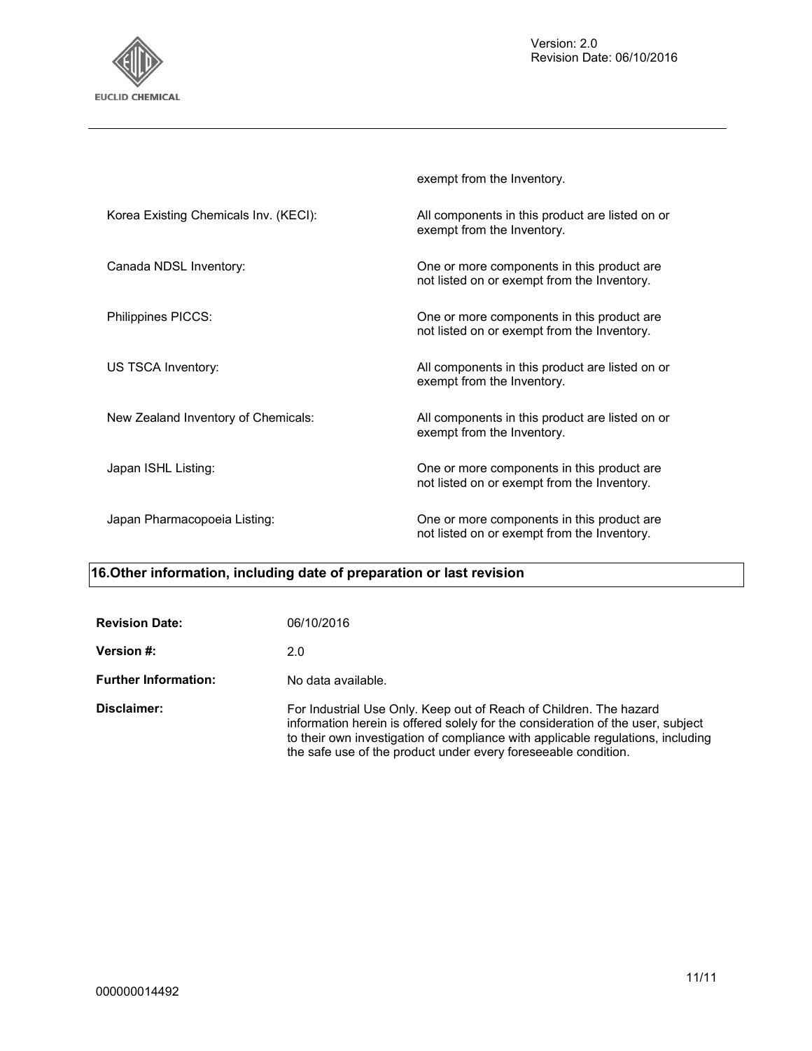exempt from the Inventory.

| | |
|---|---|
| Korea Existing Chemicals Inv. (KECI): | All components in this product are listed on or exempt from the Inventory. |
| Canada NDSL Inventory: | One or more components in this product are not listed on or exempt from the Inventory. |
| Philippines PICCS: | One or more components in this product are not listed on or exempt from the Inventory. |
| US TSCA Inventory: | All components in this product are listed on or exempt from the Inventory. |
| New Zealand Inventory of Chemicals: | All components in this product are listed on or exempt from the Inventory. |
| Japan ISHL Listing: | One or more components in this product are not listed on or exempt from the Inventory. |
| Japan Pharmacopoeia Listing: | One or more components in this product are not listed on or exempt from the Inventory. |

## 16.Other information, including date of preparation or last revision

| | |
|---|---|
| **Revision Date:** | 06/10/2016 |
| **Version #:** | 2.0 |
| **Further Information:** | No data available. |
| **Disclaimer:** | For Industrial Use Only. Keep out of Reach of Children. The hazard information herein is offered solely for the consideration of the user, subject to their own investigation of compliance with applicable regulations, including the safe use of the product under every foreseeable condition. |

000000014492